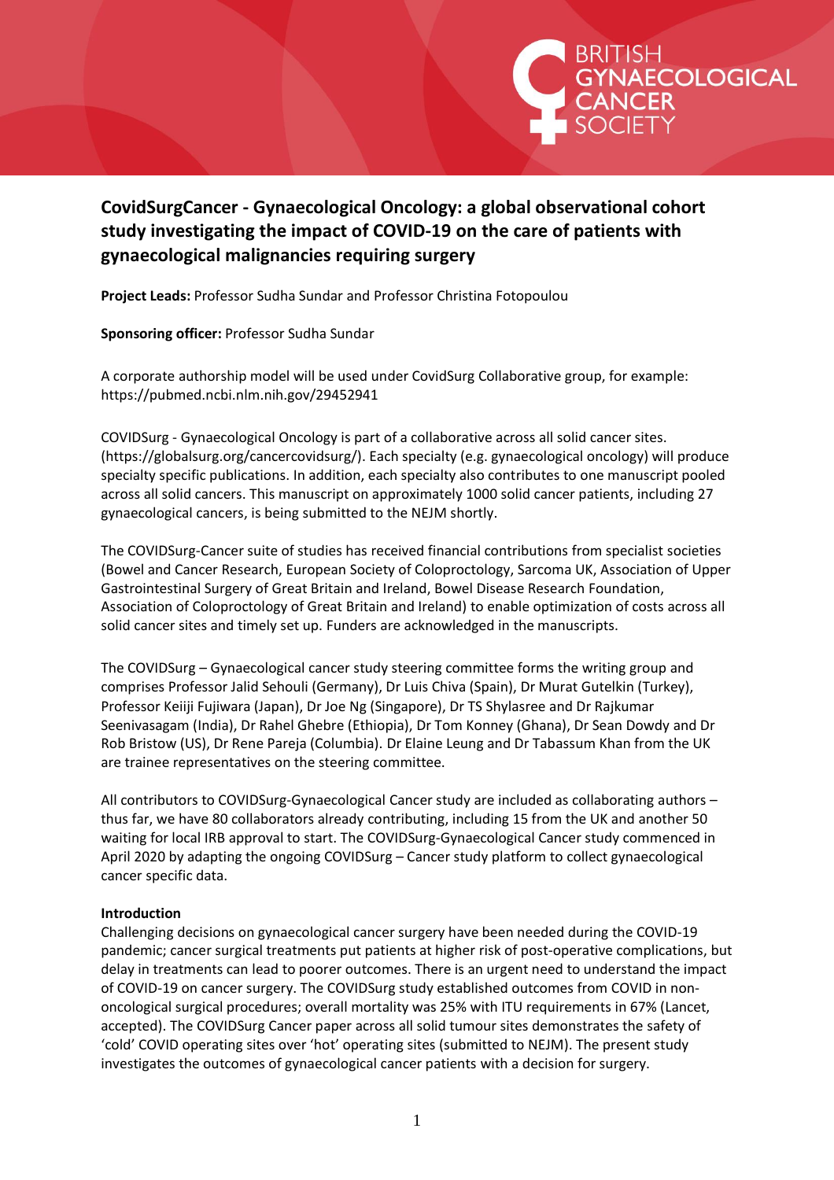BRITISH GYNAECOLOGICAL CANCER SOCIETY

# CovidSurgCancer - Gynaecological Oncology: a global observational cohort study investigating the impact of COVID-19 on the care of patients with gynaecological malignancies requiring surgery

**Project Leads:** Professor Sudha Sundar and Professor Christina Fotopoulou

**Sponsoring officer:** Professor Sudha Sundar

A corporate authorship model will be used under CovidSurg Collaborative group, for example: https://pubmed.ncbi.nlm.nih.gov/29452941

COVIDSurg - Gynaecological Oncology is part of a collaborative across all solid cancer sites. (https://globalsurg.org/cancercovidsurg/). Each specialty (e.g. gynaecological oncology) will produce specialty specific publications. In addition, each specialty also contributes to one manuscript pooled across all solid cancers. This manuscript on approximately 1000 solid cancer patients, including 27 gynaecological cancers, is being submitted to the NEJM shortly.

The COVIDSurg-Cancer suite of studies has received financial contributions from specialist societies (Bowel and Cancer Research, European Society of Coloproctology, Sarcoma UK, Association of Upper Gastrointestinal Surgery of Great Britain and Ireland, Bowel Disease Research Foundation, Association of Coloproctology of Great Britain and Ireland) to enable optimization of costs across all solid cancer sites and timely set up. Funders are acknowledged in the manuscripts.

The COVIDSurg – Gynaecological cancer study steering committee forms the writing group and comprises Professor Jalid Sehouli (Germany), Dr Luis Chiva (Spain), Dr Murat Gutelkin (Turkey), Professor Keiiji Fujiwara (Japan), Dr Joe Ng (Singapore), Dr TS Shylasree and Dr Rajkumar Seenivasagam (India), Dr Rahel Ghebre (Ethiopia), Dr Tom Konney (Ghana), Dr Sean Dowdy and Dr Rob Bristow (US), Dr Rene Pareja (Columbia). Dr Elaine Leung and Dr Tabassum Khan from the UK are trainee representatives on the steering committee.

All contributors to COVIDSurg-Gynaecological Cancer study are included as collaborating authors – thus far, we have 80 collaborators already contributing, including 15 from the UK and another 50 waiting for local IRB approval to start. The COVIDSurg-Gynaecological Cancer study commenced in April 2020 by adapting the ongoing COVIDSurg – Cancer study platform to collect gynaecological cancer specific data.

**Introduction**

Challenging decisions on gynaecological cancer surgery have been needed during the COVID-19 pandemic; cancer surgical treatments put patients at higher risk of post-operative complications, but delay in treatments can lead to poorer outcomes. There is an urgent need to understand the impact of COVID-19 on cancer surgery. The COVIDSurg study established outcomes from COVID in non-oncological surgical procedures; overall mortality was 25% with ITU requirements in 67% (Lancet, accepted). The COVIDSurg Cancer paper across all solid tumour sites demonstrates the safety of 'cold' COVID operating sites over 'hot' operating sites (submitted to NEJM). The present study investigates the outcomes of gynaecological cancer patients with a decision for surgery.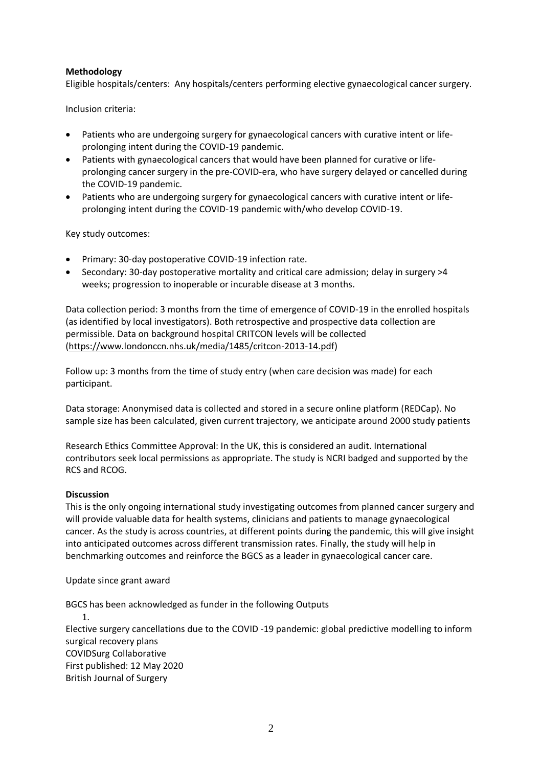**Methodology**

Eligible hospitals/centers: Any hospitals/centers performing elective gynaecological cancer surgery.

Inclusion criteria:

- Patients who are undergoing surgery for gynaecological cancers with curative intent or life-prolonging intent during the COVID-19 pandemic.
- Patients with gynaecological cancers that would have been planned for curative or life-prolonging cancer surgery in the pre-COVID-era, who have surgery delayed or cancelled during the COVID-19 pandemic.
- Patients who are undergoing surgery for gynaecological cancers with curative intent or life-prolonging intent during the COVID-19 pandemic with/who develop COVID-19.

Key study outcomes:

- Primary: 30-day postoperative COVID-19 infection rate.
- Secondary: 30-day postoperative mortality and critical care admission; delay in surgery >4 weeks; progression to inoperable or incurable disease at 3 months.

Data collection period: 3 months from the time of emergence of COVID-19 in the enrolled hospitals (as identified by local investigators). Both retrospective and prospective data collection are permissible. Data on background hospital CRITCON levels will be collected (https://www.londonccn.nhs.uk/media/1485/critcon-2013-14.pdf)

Follow up: 3 months from the time of study entry (when care decision was made) for each participant.

Data storage: Anonymised data is collected and stored in a secure online platform (REDCap). No sample size has been calculated, given current trajectory, we anticipate around 2000 study patients

Research Ethics Committee Approval: In the UK, this is considered an audit. International contributors seek local permissions as appropriate. The study is NCRI badged and supported by the RCS and RCOG.

**Discussion**

This is the only ongoing international study investigating outcomes from planned cancer surgery and will provide valuable data for health systems, clinicians and patients to manage gynaecological cancer. As the study is across countries, at different points during the pandemic, this will give insight into anticipated outcomes across different transmission rates. Finally, the study will help in benchmarking outcomes and reinforce the BGCS as a leader in gynaecological cancer care.

Update since grant award

BGCS has been acknowledged as funder in the following Outputs

1.

Elective surgery cancellations due to the COVID -19 pandemic: global predictive modelling to inform surgical recovery plans
COVIDSurg Collaborative
First published: 12 May 2020
British Journal of Surgery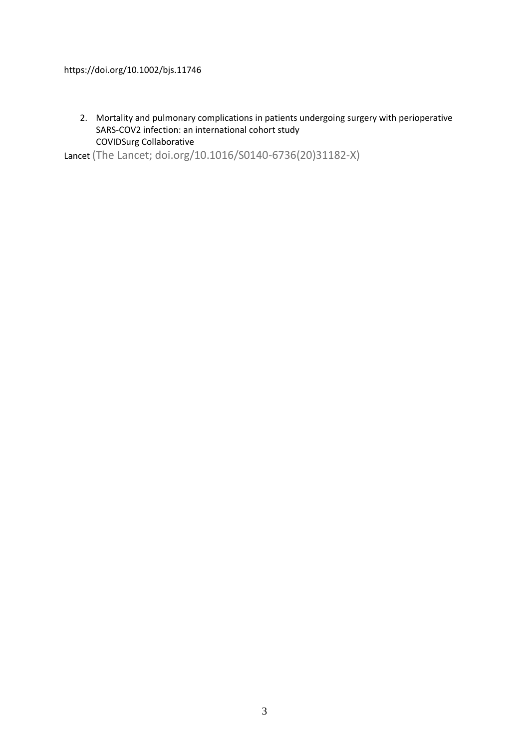https://doi.org/10.1002/bjs.11746

2. Mortality and pulmonary complications in patients undergoing surgery with perioperative SARS-COV2 infection: an international cohort study
   COVIDSurg Collaborative

Lancet (The Lancet; doi.org/10.1016/S0140-6736(20)31182-X)